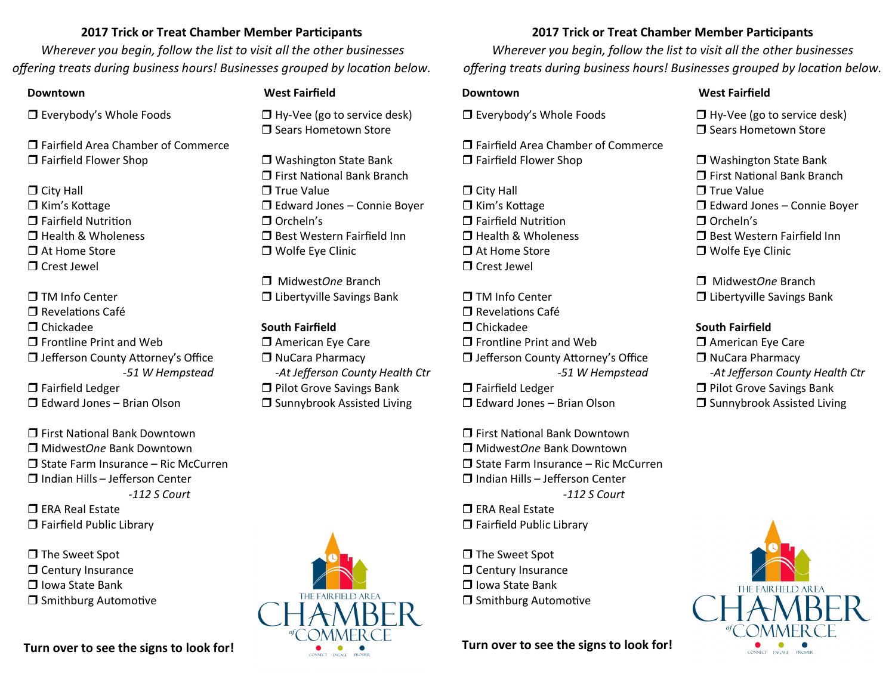**2017 Trick or Treat Chamber Member Participants**

*Wherever you begin, follow the list to visit all the other businesses offering treats during business hours! Businesses grouped by location below.*

**Downtown**

- ❒ Everybody's Whole Foods

- ❒ Fairfield Area Chamber of Commerce
- ❒ Fairfield Flower Shop

- ❒ City Hall
- ❒ Kim's Kottage
- ❒ Fairfield Nutrition
- ❒ Health & Wholeness
- ❒ At Home Store
- ❒ Crest Jewel

- ❒ TM Info Center
- ❒ Revelations Café
- ❒ Chickadee
- ❒ Frontline Print and Web
- ❒ Jefferson County Attorney's Office *-51 W Hempstead*
- ❒ Fairfield Ledger
- ❒ Edward Jones – Brian Olson

- ❒ First National Bank Downtown
- ❒ Midwest*One* Bank Downtown
- ❒ State Farm Insurance – Ric McCurren
- ❒ Indian Hills – Jefferson Center *-112 S Court*
- ❒ ERA Real Estate
- ❒ Fairfield Public Library

- ❒ The Sweet Spot
- ❒ Century Insurance
- ❒ Iowa State Bank
- ❒ Smithburg Automotive

**West Fairfield**

- ❒ Hy-Vee (go to service desk)
- ❒ Sears Hometown Store

- ❒ Washington State Bank
- ❒ First National Bank Branch
- ❒ True Value
- ❒ Edward Jones – Connie Boyer
- ❒ Orcheln's
- ❒ Best Western Fairfield Inn
- ❒ Wolfe Eye Clinic

- ❒ Midwest*One* Branch
- ❒ Libertyville Savings Bank

**South Fairfield**

- ❒ American Eye Care
- ❒ NuCara Pharmacy *-At Jefferson County Health Ctr*
- ❒ Pilot Grove Savings Bank
- ❒ Sunnybrook Assisted Living

**Turn over to see the signs to look for!**

---

**2017 Trick or Treat Chamber Member Participants**

*Wherever you begin, follow the list to visit all the other businesses offering treats during business hours! Businesses grouped by location below.*

**Downtown**

- ❒ Everybody's Whole Foods

- ❒ Fairfield Area Chamber of Commerce
- ❒ Fairfield Flower Shop

- ❒ City Hall
- ❒ Kim's Kottage
- ❒ Fairfield Nutrition
- ❒ Health & Wholeness
- ❒ At Home Store
- ❒ Crest Jewel

- ❒ TM Info Center
- ❒ Revelations Café
- ❒ Chickadee
- ❒ Frontline Print and Web
- ❒ Jefferson County Attorney's Office *-51 W Hempstead*
- ❒ Fairfield Ledger
- ❒ Edward Jones – Brian Olson

- ❒ First National Bank Downtown
- ❒ Midwest*One* Bank Downtown
- ❒ State Farm Insurance – Ric McCurren
- ❒ Indian Hills – Jefferson Center *-112 S Court*
- ❒ ERA Real Estate
- ❒ Fairfield Public Library

- ❒ The Sweet Spot
- ❒ Century Insurance
- ❒ Iowa State Bank
- ❒ Smithburg Automotive

**West Fairfield**

- ❒ Hy-Vee (go to service desk)
- ❒ Sears Hometown Store

- ❒ Washington State Bank
- ❒ First National Bank Branch
- ❒ True Value
- ❒ Edward Jones – Connie Boyer
- ❒ Orcheln's
- ❒ Best Western Fairfield Inn
- ❒ Wolfe Eye Clinic

- ❒ Midwest*One* Branch
- ❒ Libertyville Savings Bank

**South Fairfield**

- ❒ American Eye Care
- ❒ NuCara Pharmacy *-At Jefferson County Health Ctr*
- ❒ Pilot Grove Savings Bank
- ❒ Sunnybrook Assisted Living

**Turn over to see the signs to look for!**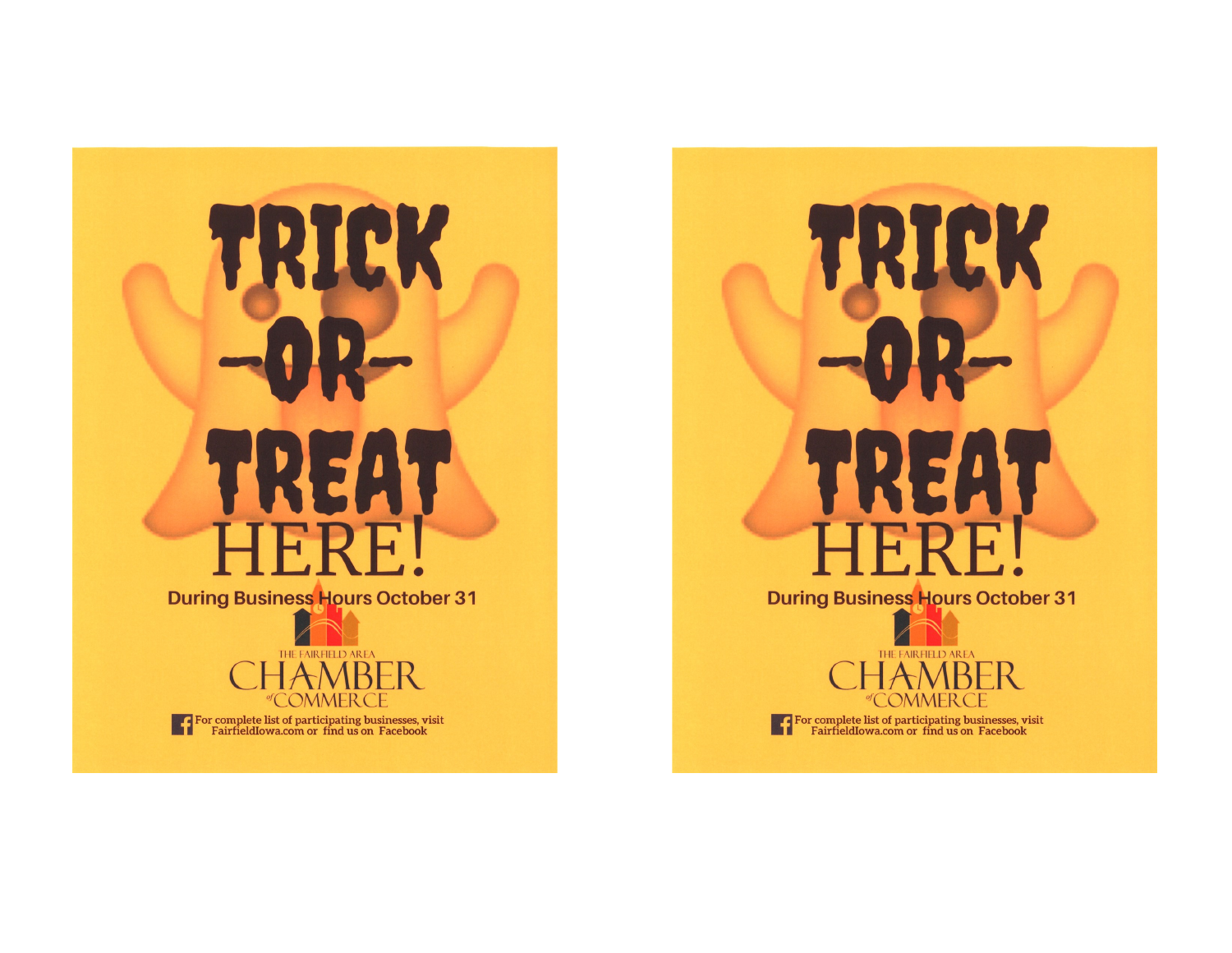# TRICK -OR- TREAT HERE!

**During Business Hours October 31**

THE FAIRFIELD AREA CHAMBER of COMMERCE

For complete list of participating businesses, visit FairfieldIowa.com or find us on Facebook

# TRICK -OR- TREAT HERE!

**During Business Hours October 31**

THE FAIRFIELD AREA CHAMBER of COMMERCE

For complete list of participating businesses, visit FairfieldIowa.com or find us on Facebook